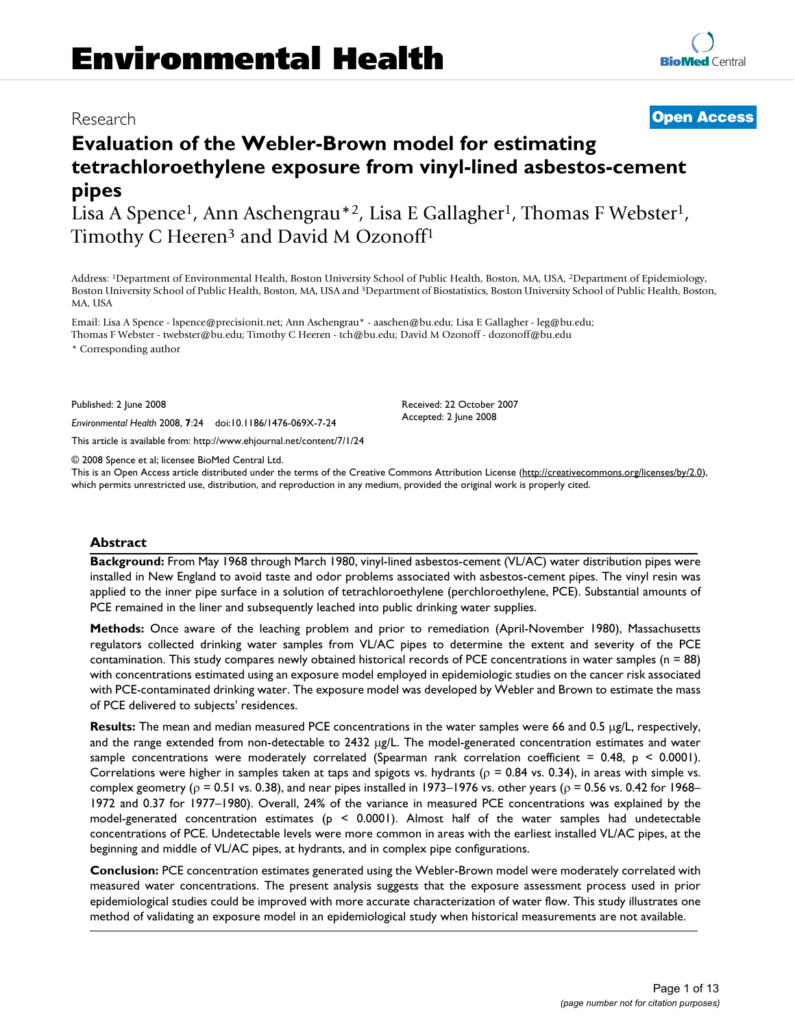# Environmental Health

Research

**Open Access**

# Evaluation of the Webler-Brown model for estimating tetrachloroethylene exposure from vinyl-lined asbestos-cement pipes

Lisa A Spence[1], Ann Aschengrau*[2], Lisa E Gallagher[1], Thomas F Webster[1], Timothy C Heeren[3] and David M Ozonoff[1]

Address: [1]Department of Environmental Health, Boston University School of Public Health, Boston, MA, USA, [2]Department of Epidemiology, Boston University School of Public Health, Boston, MA, USA and [3]Department of Biostatistics, Boston University School of Public Health, Boston, MA, USA

Email: Lisa A Spence - lspence@precisionit.net; Ann Aschengrau* - aaschen@bu.edu; Lisa E Gallagher - leg@bu.edu; Thomas F Webster - twebster@bu.edu; Timothy C Heeren - tch@bu.edu; David M Ozonoff - dozonoff@bu.edu

* Corresponding author

Published: 2 June 2008

*Environmental Health* 2008, **7**:24 doi:10.1186/1476-069X-7-24

This article is available from: http://www.ehjournal.net/content/7/1/24

Received: 22 October 2007
Accepted: 2 June 2008

© 2008 Spence et al; licensee BioMed Central Ltd.

This is an Open Access article distributed under the terms of the Creative Commons Attribution License (http://creativecommons.org/licenses/by/2.0), which permits unrestricted use, distribution, and reproduction in any medium, provided the original work is properly cited.

## Abstract

**Background:** From May 1968 through March 1980, vinyl-lined asbestos-cement (VL/AC) water distribution pipes were installed in New England to avoid taste and odor problems associated with asbestos-cement pipes. The vinyl resin was applied to the inner pipe surface in a solution of tetrachloroethylene (perchloroethylene, PCE). Substantial amounts of PCE remained in the liner and subsequently leached into public drinking water supplies.

**Methods:** Once aware of the leaching problem and prior to remediation (April-November 1980), Massachusetts regulators collected drinking water samples from VL/AC pipes to determine the extent and severity of the PCE contamination. This study compares newly obtained historical records of PCE concentrations in water samples (n = 88) with concentrations estimated using an exposure model employed in epidemiologic studies on the cancer risk associated with PCE-contaminated drinking water. The exposure model was developed by Webler and Brown to estimate the mass of PCE delivered to subjects' residences.

**Results:** The mean and median measured PCE concentrations in the water samples were 66 and 0.5 μg/L, respectively, and the range extended from non-detectable to 2432 μg/L. The model-generated concentration estimates and water sample concentrations were moderately correlated (Spearman rank correlation coefficient = 0.48, $p < 0.0001$). Correlations were higher in samples taken at taps and spigots vs. hydrants ($\rho = 0.84$ vs. 0.34), in areas with simple vs. complex geometry ($\rho = 0.51$ vs. 0.38), and near pipes installed in 1973–1976 vs. other years ($\rho = 0.56$ vs. 0.42 for 1968–1972 and 0.37 for 1977–1980). Overall, 24% of the variance in measured PCE concentrations was explained by the model-generated concentration estimates ($p < 0.0001$). Almost half of the water samples had undetectable concentrations of PCE. Undetectable levels were more common in areas with the earliest installed VL/AC pipes, at the beginning and middle of VL/AC pipes, at hydrants, and in complex pipe configurations.

**Conclusion:** PCE concentration estimates generated using the Webler-Brown model were moderately correlated with measured water concentrations. The present analysis suggests that the exposure assessment process used in prior epidemiological studies could be improved with more accurate characterization of water flow. This study illustrates one method of validating an exposure model in an epidemiological study when historical measurements are not available.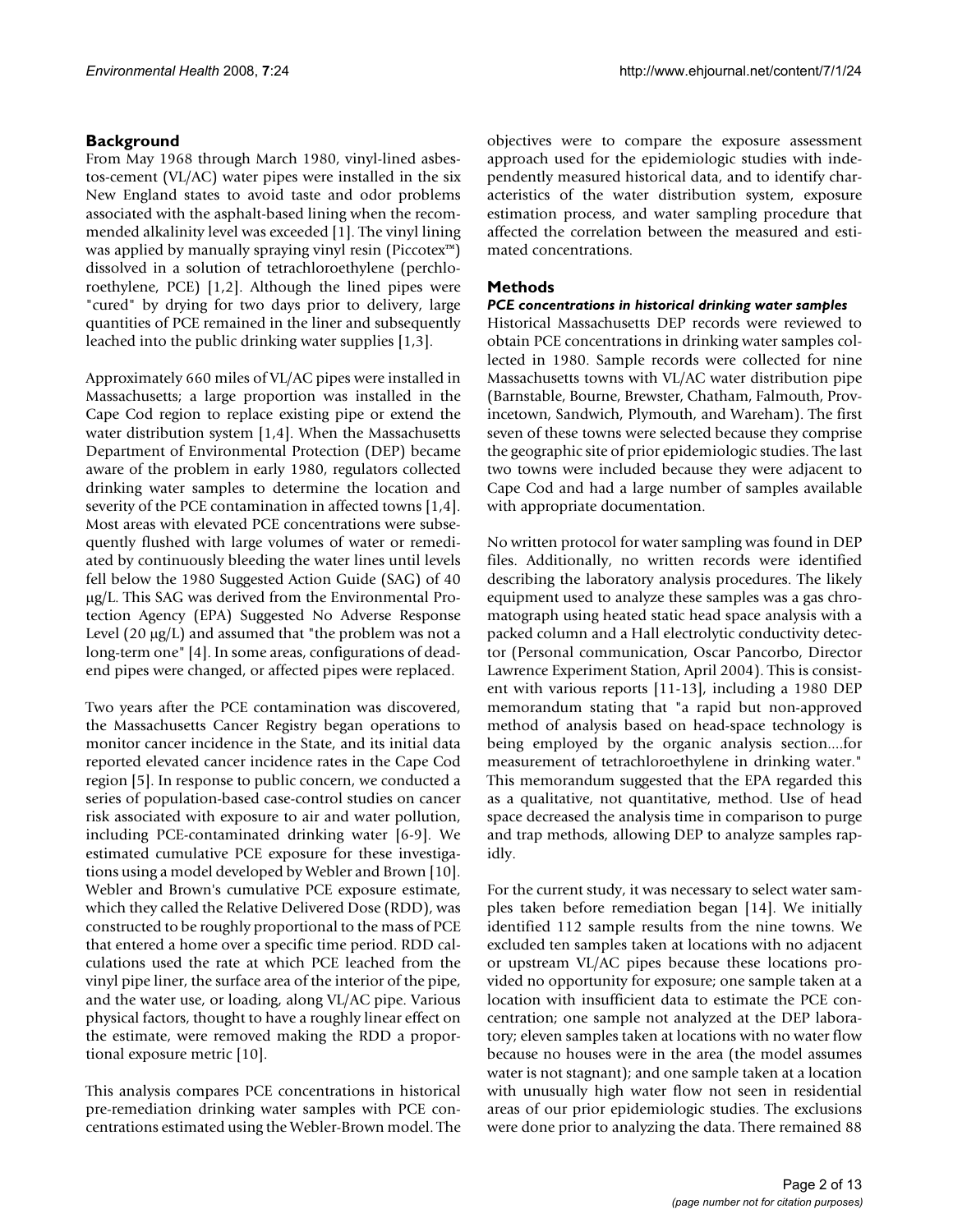## Background

From May 1968 through March 1980, vinyl-lined asbestos-cement (VL/AC) water pipes were installed in the six New England states to avoid taste and odor problems associated with the asphalt-based lining when the recommended alkalinity level was exceeded [1]. The vinyl lining was applied by manually spraying vinyl resin (Piccotex™) dissolved in a solution of tetrachloroethylene (perchloroethylene, PCE) [1,2]. Although the lined pipes were "cured" by drying for two days prior to delivery, large quantities of PCE remained in the liner and subsequently leached into the public drinking water supplies [1,3].

Approximately 660 miles of VL/AC pipes were installed in Massachusetts; a large proportion was installed in the Cape Cod region to replace existing pipe or extend the water distribution system [1,4]. When the Massachusetts Department of Environmental Protection (DEP) became aware of the problem in early 1980, regulators collected drinking water samples to determine the location and severity of the PCE contamination in affected towns [1,4]. Most areas with elevated PCE concentrations were subsequently flushed with large volumes of water or remediated by continuously bleeding the water lines until levels fell below the 1980 Suggested Action Guide (SAG) of 40 μg/L. This SAG was derived from the Environmental Protection Agency (EPA) Suggested No Adverse Response Level (20 μg/L) and assumed that "the problem was not a long-term one" [4]. In some areas, configurations of dead-end pipes were changed, or affected pipes were replaced.

Two years after the PCE contamination was discovered, the Massachusetts Cancer Registry began operations to monitor cancer incidence in the State, and its initial data reported elevated cancer incidence rates in the Cape Cod region [5]. In response to public concern, we conducted a series of population-based case-control studies on cancer risk associated with exposure to air and water pollution, including PCE-contaminated drinking water [6-9]. We estimated cumulative PCE exposure for these investigations using a model developed by Webler and Brown [10]. Webler and Brown's cumulative PCE exposure estimate, which they called the Relative Delivered Dose (RDD), was constructed to be roughly proportional to the mass of PCE that entered a home over a specific time period. RDD calculations used the rate at which PCE leached from the vinyl pipe liner, the surface area of the interior of the pipe, and the water use, or loading, along VL/AC pipe. Various physical factors, thought to have a roughly linear effect on the estimate, were removed making the RDD a proportional exposure metric [10].

This analysis compares PCE concentrations in historical pre-remediation drinking water samples with PCE concentrations estimated using the Webler-Brown model. The objectives were to compare the exposure assessment approach used for the epidemiologic studies with independently measured historical data, and to identify characteristics of the water distribution system, exposure estimation process, and water sampling procedure that affected the correlation between the measured and estimated concentrations.

## Methods

### *PCE concentrations in historical drinking water samples*

Historical Massachusetts DEP records were reviewed to obtain PCE concentrations in drinking water samples collected in 1980. Sample records were collected for nine Massachusetts towns with VL/AC water distribution pipe (Barnstable, Bourne, Brewster, Chatham, Falmouth, Provincetown, Sandwich, Plymouth, and Wareham). The first seven of these towns were selected because they comprise the geographic site of prior epidemiologic studies. The last two towns were included because they were adjacent to Cape Cod and had a large number of samples available with appropriate documentation.

No written protocol for water sampling was found in DEP files. Additionally, no written records were identified describing the laboratory analysis procedures. The likely equipment used to analyze these samples was a gas chromatograph using heated static head space analysis with a packed column and a Hall electrolytic conductivity detector (Personal communication, Oscar Pancorbo, Director Lawrence Experiment Station, April 2004). This is consistent with various reports [11-13], including a 1980 DEP memorandum stating that "a rapid but non-approved method of analysis based on head-space technology is being employed by the organic analysis section....for measurement of tetrachloroethylene in drinking water." This memorandum suggested that the EPA regarded this as a qualitative, not quantitative, method. Use of head space decreased the analysis time in comparison to purge and trap methods, allowing DEP to analyze samples rapidly.

For the current study, it was necessary to select water samples taken before remediation began [14]. We initially identified 112 sample results from the nine towns. We excluded ten samples taken at locations with no adjacent or upstream VL/AC pipes because these locations provided no opportunity for exposure; one sample taken at a location with insufficient data to estimate the PCE concentration; one sample not analyzed at the DEP laboratory; eleven samples taken at locations with no water flow because no houses were in the area (the model assumes water is not stagnant); and one sample taken at a location with unusually high water flow not seen in residential areas of our prior epidemiologic studies. The exclusions were done prior to analyzing the data. There remained 88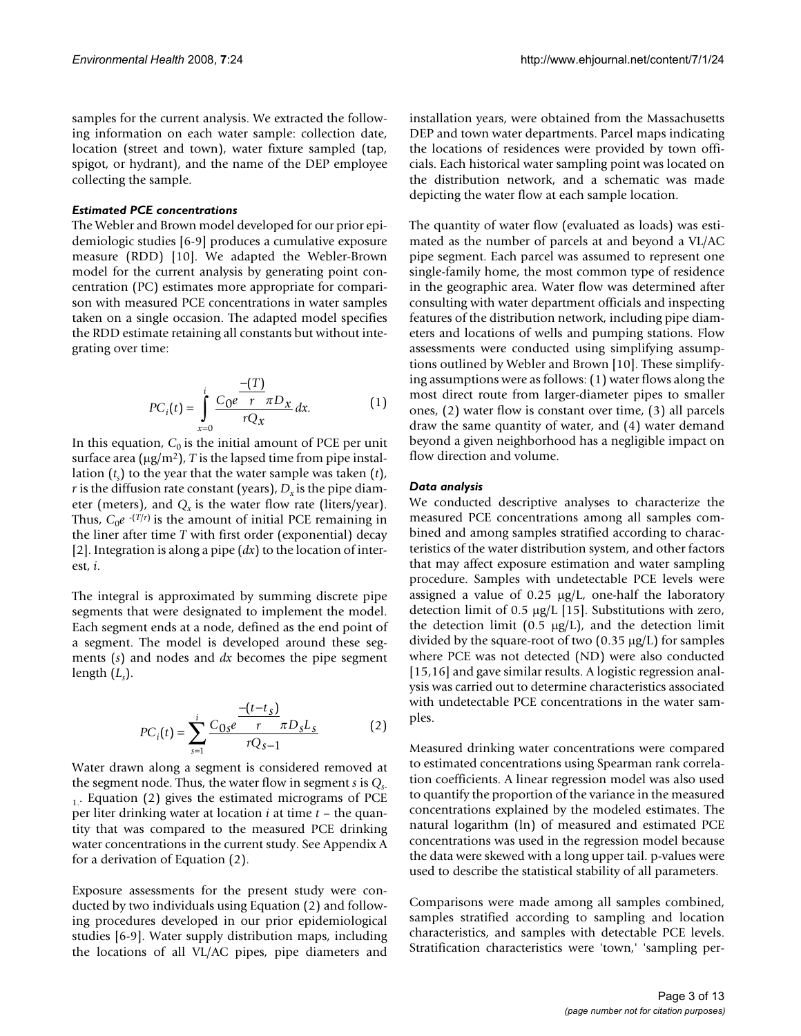samples for the current analysis. We extracted the following information on each water sample: collection date, location (street and town), water fixture sampled (tap, spigot, or hydrant), and the name of the DEP employee collecting the sample.

### *Estimated PCE concentrations*

The Webler and Brown model developed for our prior epidemiologic studies [6-9] produces a cumulative exposure measure (RDD) [10]. We adapted the Webler-Brown model for the current analysis by generating point concentration (PC) estimates more appropriate for comparison with measured PCE concentrations in water samples taken on a single occasion. The adapted model specifies the RDD estimate retaining all constants but without integrating over time:

$$PC_i(t) = \int_{x=0}^{i} \frac{C_0 e^{\frac{-(T)}{r}} \pi D_x}{r Q_x} dx. \quad (1)$$

In this equation, $C_0$ is the initial amount of PCE per unit surface area (μg/m$^2$), $T$ is the lapsed time from pipe installation ($t_s$) to the year that the water sample was taken ($t$), $r$ is the diffusion rate constant (years), $D_x$ is the pipe diameter (meters), and $Q_x$ is the water flow rate (liters/year). Thus, $C_0 e^{-(T/r)}$ is the amount of initial PCE remaining in the liner after time $T$ with first order (exponential) decay [2]. Integration is along a pipe ($dx$) to the location of interest, $i$.

The integral is approximated by summing discrete pipe segments that were designated to implement the model. Each segment ends at a node, defined as the end point of a segment. The model is developed around these segments ($s$) and nodes and $dx$ becomes the pipe segment length ($L_s$).

$$PC_i(t) = \sum_{s=1}^{i} \frac{C_{0s} e^{\frac{-(t-t_s)}{r}} \pi D_s L_s}{r Q_{s-1}} \quad (2)$$

Water drawn along a segment is considered removed at the segment node. Thus, the water flow in segment $s$ is $Q_{s-1}$. Equation (2) gives the estimated micrograms of PCE per liter drinking water at location $i$ at time $t$ – the quantity that was compared to the measured PCE drinking water concentrations in the current study. See Appendix A for a derivation of Equation (2).

Exposure assessments for the present study were conducted by two individuals using Equation (2) and following procedures developed in our prior epidemiological studies [6-9]. Water supply distribution maps, including the locations of all VL/AC pipes, pipe diameters and installation years, were obtained from the Massachusetts DEP and town water departments. Parcel maps indicating the locations of residences were provided by town officials. Each historical water sampling point was located on the distribution network, and a schematic was made depicting the water flow at each sample location.

The quantity of water flow (evaluated as loads) was estimated as the number of parcels at and beyond a VL/AC pipe segment. Each parcel was assumed to represent one single-family home, the most common type of residence in the geographic area. Water flow was determined after consulting with water department officials and inspecting features of the distribution network, including pipe diameters and locations of wells and pumping stations. Flow assessments were conducted using simplifying assumptions outlined by Webler and Brown [10]. These simplifying assumptions were as follows: (1) water flows along the most direct route from larger-diameter pipes to smaller ones, (2) water flow is constant over time, (3) all parcels draw the same quantity of water, and (4) water demand beyond a given neighborhood has a negligible impact on flow direction and volume.

### *Data analysis*

We conducted descriptive analyses to characterize the measured PCE concentrations among all samples combined and among samples stratified according to characteristics of the water distribution system, and other factors that may affect exposure estimation and water sampling procedure. Samples with undetectable PCE levels were assigned a value of 0.25 μg/L, one-half the laboratory detection limit of 0.5 μg/L [15]. Substitutions with zero, the detection limit (0.5 μg/L), and the detection limit divided by the square-root of two (0.35 μg/L) for samples where PCE was not detected (ND) were also conducted [15,16] and gave similar results. A logistic regression analysis was carried out to determine characteristics associated with undetectable PCE concentrations in the water samples.

Measured drinking water concentrations were compared to estimated concentrations using Spearman rank correlation coefficients. A linear regression model was also used to quantify the proportion of the variance in the measured concentrations explained by the modeled estimates. The natural logarithm (ln) of measured and estimated PCE concentrations was used in the regression model because the data were skewed with a long upper tail. p-values were used to describe the statistical stability of all parameters.

Comparisons were made among all samples combined, samples stratified according to sampling and location characteristics, and samples with detectable PCE levels. Stratification characteristics were 'town,' 'sampling per-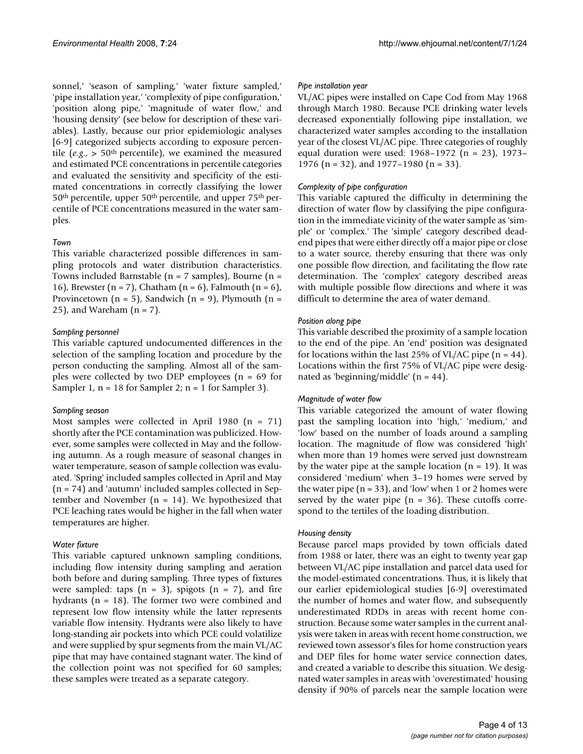sonnel,' 'season of sampling,' 'water fixture sampled,' 'pipe installation year,' 'complexity of pipe configuration,' 'position along pipe,' 'magnitude of water flow,' and 'housing density' (see below for description of these variables). Lastly, because our prior epidemiologic analyses [6-9] categorized subjects according to exposure percentile (*e.g.*, > 50th percentile), we examined the measured and estimated PCE concentrations in percentile categories and evaluated the sensitivity and specificity of the estimated concentrations in correctly classifying the lower 50th percentile, upper 50th percentile, and upper 75th percentile of PCE concentrations measured in the water samples.

*Town*

This variable characterized possible differences in sampling protocols and water distribution characteristics. Towns included Barnstable (n = 7 samples), Bourne (n = 16), Brewster (n = 7), Chatham (n = 6), Falmouth (n = 6), Provincetown (n = 5), Sandwich (n = 9), Plymouth (n = 25), and Wareham (n = 7).

*Sampling personnel*

This variable captured undocumented differences in the selection of the sampling location and procedure by the person conducting the sampling. Almost all of the samples were collected by two DEP employees (n = 69 for Sampler 1, n = 18 for Sampler 2; n = 1 for Sampler 3).

*Sampling season*

Most samples were collected in April 1980 (n = 71) shortly after the PCE contamination was publicized. However, some samples were collected in May and the following autumn. As a rough measure of seasonal changes in water temperature, season of sample collection was evaluated. 'Spring' included samples collected in April and May (n = 74) and 'autumn' included samples collected in September and November (n = 14). We hypothesized that PCE leaching rates would be higher in the fall when water temperatures are higher.

*Water fixture*

This variable captured unknown sampling conditions, including flow intensity during sampling and aeration both before and during sampling. Three types of fixtures were sampled: taps (n = 3), spigots (n = 7), and fire hydrants (n = 18). The former two were combined and represent low flow intensity while the latter represents variable flow intensity. Hydrants were also likely to have long-standing air pockets into which PCE could volatilize and were supplied by spur segments from the main VL/AC pipe that may have contained stagnant water. The kind of the collection point was not specified for 60 samples; these samples were treated as a separate category.

*Pipe installation year*

VL/AC pipes were installed on Cape Cod from May 1968 through March 1980. Because PCE drinking water levels decreased exponentially following pipe installation, we characterized water samples according to the installation year of the closest VL/AC pipe. Three categories of roughly equal duration were used: 1968–1972 (n = 23), 1973–1976 (n = 32), and 1977–1980 (n = 33).

*Complexity of pipe configuration*

This variable captured the difficulty in determining the direction of water flow by classifying the pipe configuration in the immediate vicinity of the water sample as 'simple' or 'complex.' The 'simple' category described dead-end pipes that were either directly off a major pipe or close to a water source, thereby ensuring that there was only one possible flow direction, and facilitating the flow rate determination. The 'complex' category described areas with multiple possible flow directions and where it was difficult to determine the area of water demand.

*Position along pipe*

This variable described the proximity of a sample location to the end of the pipe. An 'end' position was designated for locations within the last 25% of VL/AC pipe (n = 44). Locations within the first 75% of VL/AC pipe were designated as 'beginning/middle' (n = 44).

*Magnitude of water flow*

This variable categorized the amount of water flowing past the sampling location into 'high,' 'medium,' and 'low' based on the number of loads around a sampling location. The magnitude of flow was considered 'high' when more than 19 homes were served just downstream by the water pipe at the sample location (n = 19). It was considered 'medium' when 3–19 homes were served by the water pipe (n = 33), and 'low' when 1 or 2 homes were served by the water pipe (n = 36). These cutoffs correspond to the tertiles of the loading distribution.

*Housing density*

Because parcel maps provided by town officials dated from 1988 or later, there was an eight to twenty year gap between VL/AC pipe installation and parcel data used for the model-estimated concentrations. Thus, it is likely that our earlier epidemiological studies [6-9] overestimated the number of homes and water flow, and subsequently underestimated RDDs in areas with recent home construction. Because some water samples in the current analysis were taken in areas with recent home construction, we reviewed town assessor's files for home construction years and DEP files for home water service connection dates, and created a variable to describe this situation. We designated water samples in areas with 'overestimated' housing density if 90% of parcels near the sample location were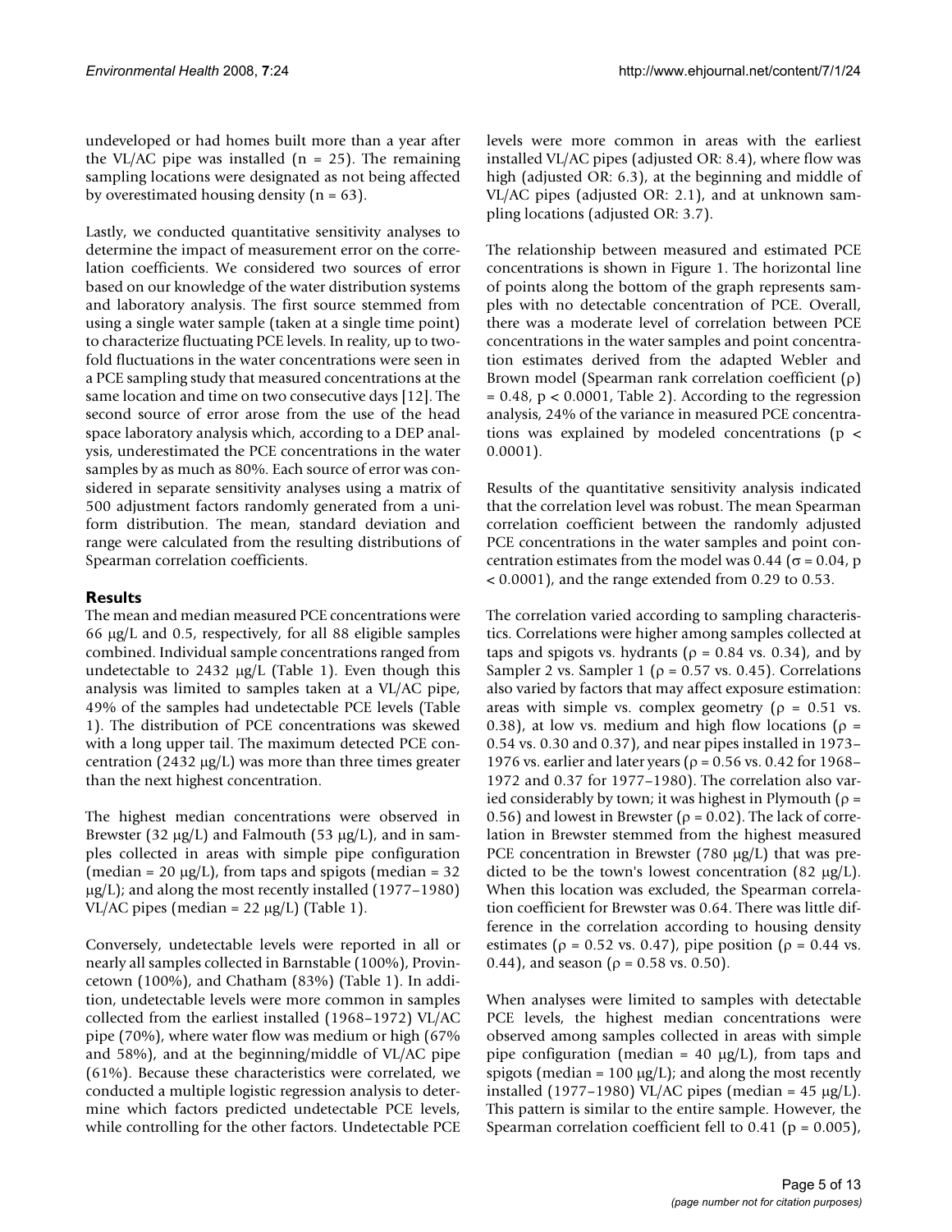undeveloped or had homes built more than a year after the VL/AC pipe was installed (n = 25). The remaining sampling locations were designated as not being affected by overestimated housing density (n = 63).

Lastly, we conducted quantitative sensitivity analyses to determine the impact of measurement error on the correlation coefficients. We considered two sources of error based on our knowledge of the water distribution systems and laboratory analysis. The first source stemmed from using a single water sample (taken at a single time point) to characterize fluctuating PCE levels. In reality, up to two-fold fluctuations in the water concentrations were seen in a PCE sampling study that measured concentrations at the same location and time on two consecutive days [12]. The second source of error arose from the use of the head space laboratory analysis which, according to a DEP analysis, underestimated the PCE concentrations in the water samples by as much as 80%. Each source of error was considered in separate sensitivity analyses using a matrix of 500 adjustment factors randomly generated from a uniform distribution. The mean, standard deviation and range were calculated from the resulting distributions of Spearman correlation coefficients.

## Results

The mean and median measured PCE concentrations were 66 μg/L and 0.5, respectively, for all 88 eligible samples combined. Individual sample concentrations ranged from undetectable to 2432 μg/L (Table 1). Even though this analysis was limited to samples taken at a VL/AC pipe, 49% of the samples had undetectable PCE levels (Table 1). The distribution of PCE concentrations was skewed with a long upper tail. The maximum detected PCE concentration (2432 μg/L) was more than three times greater than the next highest concentration.

The highest median concentrations were observed in Brewster (32 μg/L) and Falmouth (53 μg/L), and in samples collected in areas with simple pipe configuration (median = 20 μg/L), from taps and spigots (median = 32 μg/L); and along the most recently installed (1977–1980) VL/AC pipes (median = 22 μg/L) (Table 1).

Conversely, undetectable levels were reported in all or nearly all samples collected in Barnstable (100%), Provincetown (100%), and Chatham (83%) (Table 1). In addition, undetectable levels were more common in samples collected from the earliest installed (1968–1972) VL/AC pipe (70%), where water flow was medium or high (67% and 58%), and at the beginning/middle of VL/AC pipe (61%). Because these characteristics were correlated, we conducted a multiple logistic regression analysis to determine which factors predicted undetectable PCE levels, while controlling for the other factors. Undetectable PCE levels were more common in areas with the earliest installed VL/AC pipes (adjusted OR: 8.4), where flow was high (adjusted OR: 6.3), at the beginning and middle of VL/AC pipes (adjusted OR: 2.1), and at unknown sampling locations (adjusted OR: 3.7).

The relationship between measured and estimated PCE concentrations is shown in Figure 1. The horizontal line of points along the bottom of the graph represents samples with no detectable concentration of PCE. Overall, there was a moderate level of correlation between PCE concentrations in the water samples and point concentration estimates derived from the adapted Webler and Brown model (Spearman rank correlation coefficient ($\rho$) = 0.48, $p < 0.0001$, Table 2). According to the regression analysis, 24% of the variance in measured PCE concentrations was explained by modeled concentrations ($p < 0.0001$).

Results of the quantitative sensitivity analysis indicated that the correlation level was robust. The mean Spearman correlation coefficient between the randomly adjusted PCE concentrations in the water samples and point concentration estimates from the model was 0.44 ($\sigma = 0.04$, $p < 0.0001$), and the range extended from 0.29 to 0.53.

The correlation varied according to sampling characteristics. Correlations were higher among samples collected at taps and spigots vs. hydrants ($\rho$ = 0.84 vs. 0.34), and by Sampler 2 vs. Sampler 1 ($\rho$ = 0.57 vs. 0.45). Correlations also varied by factors that may affect exposure estimation: areas with simple vs. complex geometry ($\rho$ = 0.51 vs. 0.38), at low vs. medium and high flow locations ($\rho$ = 0.54 vs. 0.30 and 0.37), and near pipes installed in 1973–1976 vs. earlier and later years ($\rho$ = 0.56 vs. 0.42 for 1968–1972 and 0.37 for 1977–1980). The correlation also varied considerably by town; it was highest in Plymouth ($\rho$ = 0.56) and lowest in Brewster ($\rho$ = 0.02). The lack of correlation in Brewster stemmed from the highest measured PCE concentration in Brewster (780 μg/L) that was predicted to be the town's lowest concentration (82 μg/L). When this location was excluded, the Spearman correlation coefficient for Brewster was 0.64. There was little difference in the correlation according to housing density estimates ($\rho$ = 0.52 vs. 0.47), pipe position ($\rho$ = 0.44 vs. 0.44), and season ($\rho$ = 0.58 vs. 0.50).

When analyses were limited to samples with detectable PCE levels, the highest median concentrations were observed among samples collected in areas with simple pipe configuration (median = 40 μg/L), from taps and spigots (median = 100 μg/L); and along the most recently installed (1977–1980) VL/AC pipes (median = 45 μg/L). This pattern is similar to the entire sample. However, the Spearman correlation coefficient fell to 0.41 ($p = 0.005$),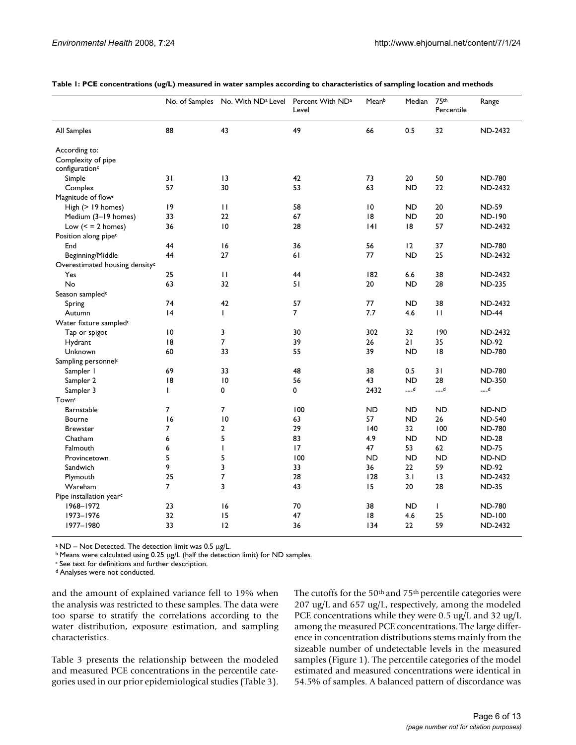**Table 1: PCE concentrations (ug/L) measured in water samples according to characteristics of sampling location and methods**

| | No. of Samples | No. With ND[a] Level | Percent With ND[a] Level | Mean[b] | Median | 75th Percentile | Range |
|---|---|---|---|---|---|---|---|
| All Samples | 88 | 43 | 49 | 66 | 0.5 | 32 | ND-2432 |
| According to: | | | | | | | |
| Complexity of pipe configuration[c] | | | | | | | |
| Simple | 31 | 13 | 42 | 73 | 20 | 50 | ND-780 |
| Complex | 57 | 30 | 53 | 63 | ND | 22 | ND-2432 |
| Magnitude of flow[c] | | | | | | | |
| High (> 19 homes) | 19 | 11 | 58 | 10 | ND | 20 | ND-59 |
| Medium (3–19 homes) | 33 | 22 | 67 | 18 | ND | 20 | ND-190 |
| Low (< = 2 homes) | 36 | 10 | 28 | 141 | 18 | 57 | ND-2432 |
| Position along pipe[c] | | | | | | | |
| End | 44 | 16 | 36 | 56 | 12 | 37 | ND-780 |
| Beginning/Middle | 44 | 27 | 61 | 77 | ND | 25 | ND-2432 |
| Overestimated housing density[c] | | | | | | | |
| Yes | 25 | 11 | 44 | 182 | 6.6 | 38 | ND-2432 |
| No | 63 | 32 | 51 | 20 | ND | 28 | ND-235 |
| Season sampled[c] | | | | | | | |
| Spring | 74 | 42 | 57 | 77 | ND | 38 | ND-2432 |
| Autumn | 14 | 1 | 7 | 7.7 | 4.6 | 11 | ND-44 |
| Water fixture sampled[c] | | | | | | | |
| Tap or spigot | 10 | 3 | 30 | 302 | 32 | 190 | ND-2432 |
| Hydrant | 18 | 7 | 39 | 26 | 21 | 35 | ND-92 |
| Unknown | 60 | 33 | 55 | 39 | ND | 18 | ND-780 |
| Sampling personnel[c] | | | | | | | |
| Sampler 1 | 69 | 33 | 48 | 38 | 0.5 | 31 | ND-780 |
| Sampler 2 | 18 | 10 | 56 | 43 | ND | 28 | ND-350 |
| Sampler 3 | 1 | 0 | 0 | 2432 | ---[d] | ---[d] | ---[d] |
| Town[c] | | | | | | | |
| Barnstable | 7 | 7 | 100 | ND | ND | ND | ND-ND |
| Bourne | 16 | 10 | 63 | 57 | ND | 26 | ND-540 |
| Brewster | 7 | 2 | 29 | 140 | 32 | 100 | ND-780 |
| Chatham | 6 | 5 | 83 | 4.9 | ND | ND | ND-28 |
| Falmouth | 6 | 1 | 17 | 47 | 53 | 62 | ND-75 |
| Provincetown | 5 | 5 | 100 | ND | ND | ND | ND-ND |
| Sandwich | 9 | 3 | 33 | 36 | 22 | 59 | ND-92 |
| Plymouth | 25 | 7 | 28 | 128 | 3.1 | 13 | ND-2432 |
| Wareham | 7 | 3 | 43 | 15 | 20 | 28 | ND-35 |
| Pipe installation year[c] | | | | | | | |
| 1968–1972 | 23 | 16 | 70 | 38 | ND | 1 | ND-780 |
| 1973–1976 | 32 | 15 | 47 | 18 | 4.6 | 25 | ND-100 |
| 1977–1980 | 33 | 12 | 36 | 134 | 22 | 59 | ND-2432 |

[a] ND – Not Detected. The detection limit was 0.5 μg/L.
[b] Means were calculated using 0.25 μg/L (half the detection limit) for ND samples.
[c] See text for definitions and further description.
[d] Analyses were not conducted.

and the amount of explained variance fell to 19% when the analysis was restricted to these samples. The data were too sparse to stratify the correlations according to the water distribution, exposure estimation, and sampling characteristics.

Table 3 presents the relationship between the modeled and measured PCE concentrations in the percentile categories used in our prior epidemiological studies (Table 3). The cutoffs for the 50th and 75th percentile categories were 207 ug/L and 657 ug/L, respectively, among the modeled PCE concentrations while they were 0.5 ug/L and 32 ug/L among the measured PCE concentrations. The large difference in concentration distributions stems mainly from the sizeable number of undetectable levels in the measured samples (Figure 1). The percentile categories of the model estimated and measured concentrations were identical in 54.5% of samples. A balanced pattern of discordance was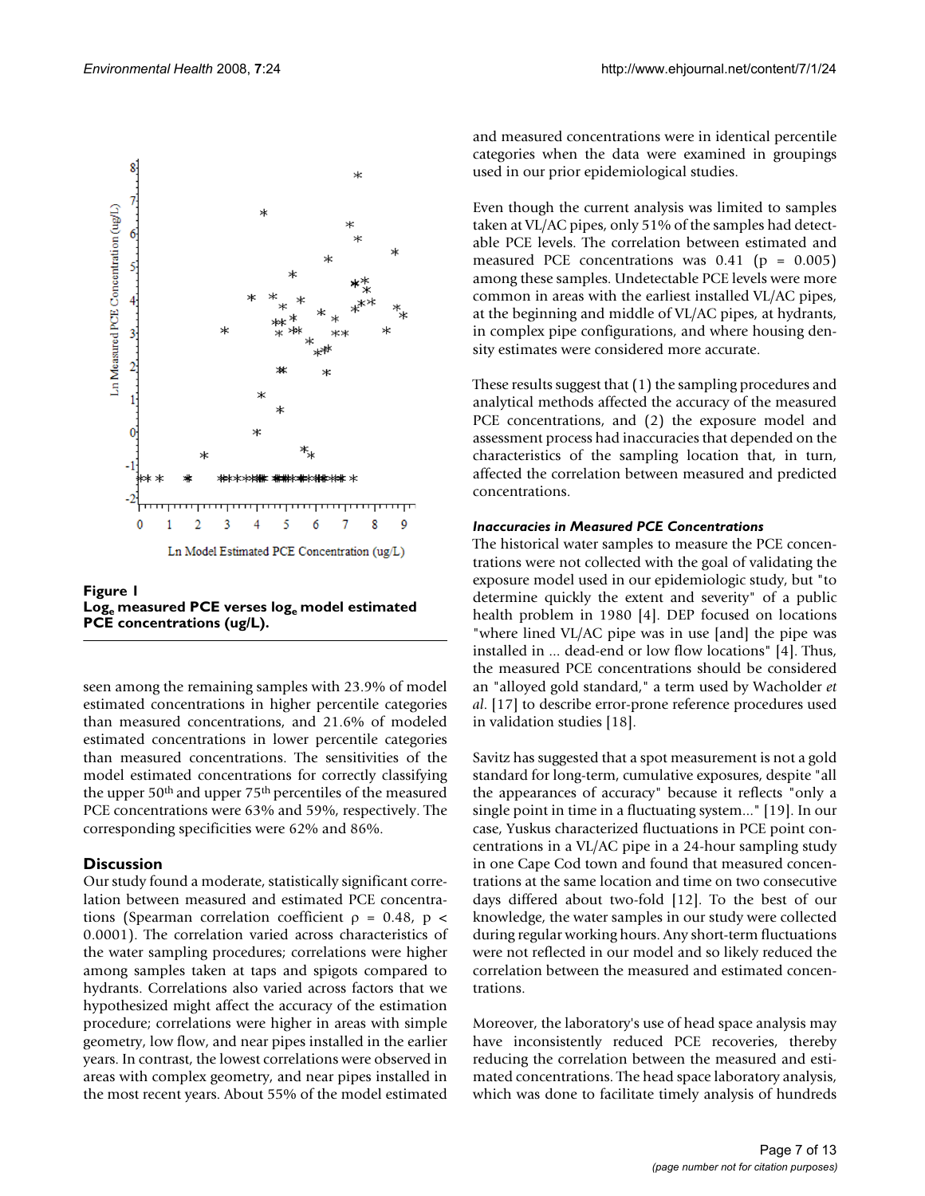**Figure 1**
**$Log_e$ measured PCE verses $log_e$ model estimated PCE concentrations (ug/L).**

seen among the remaining samples with 23.9% of model estimated concentrations in higher percentile categories than measured concentrations, and 21.6% of modeled estimated concentrations in lower percentile categories than measured concentrations. The sensitivities of the model estimated concentrations for correctly classifying the upper 50th and upper 75th percentiles of the measured PCE concentrations were 63% and 59%, respectively. The corresponding specificities were 62% and 86%.

## Discussion

Our study found a moderate, statistically significant correlation between measured and estimated PCE concentrations (Spearman correlation coefficient $\rho = 0.48$, $p < 0.0001$). The correlation varied across characteristics of the water sampling procedures; correlations were higher among samples taken at taps and spigots compared to hydrants. Correlations also varied across factors that we hypothesized might affect the accuracy of the estimation procedure; correlations were higher in areas with simple geometry, low flow, and near pipes installed in the earlier years. In contrast, the lowest correlations were observed in areas with complex geometry, and near pipes installed in the most recent years. About 55% of the model estimated and measured concentrations were in identical percentile categories when the data were examined in groupings used in our prior epidemiological studies.

Even though the current analysis was limited to samples taken at VL/AC pipes, only 51% of the samples had detectable PCE levels. The correlation between estimated and measured PCE concentrations was 0.41 ($p = 0.005$) among these samples. Undetectable PCE levels were more common in areas with the earliest installed VL/AC pipes, at the beginning and middle of VL/AC pipes, at hydrants, in complex pipe configurations, and where housing density estimates were considered more accurate.

These results suggest that (1) the sampling procedures and analytical methods affected the accuracy of the measured PCE concentrations, and (2) the exposure model and assessment process had inaccuracies that depended on the characteristics of the sampling location that, in turn, affected the correlation between measured and predicted concentrations.

### *Inaccuracies in Measured PCE Concentrations*

The historical water samples to measure the PCE concentrations were not collected with the goal of validating the exposure model used in our epidemiologic study, but "to determine quickly the extent and severity" of a public health problem in 1980 [4]. DEP focused on locations "where lined VL/AC pipe was in use [and] the pipe was installed in ... dead-end or low flow locations" [4]. Thus, the measured PCE concentrations should be considered an "alloyed gold standard," a term used by Wacholder *et al*. [17] to describe error-prone reference procedures used in validation studies [18].

Savitz has suggested that a spot measurement is not a gold standard for long-term, cumulative exposures, despite "all the appearances of accuracy" because it reflects "only a single point in time in a fluctuating system..." [19]. In our case, Yuskus characterized fluctuations in PCE point concentrations in a VL/AC pipe in a 24-hour sampling study in one Cape Cod town and found that measured concentrations at the same location and time on two consecutive days differed about two-fold [12]. To the best of our knowledge, the water samples in our study were collected during regular working hours. Any short-term fluctuations were not reflected in our model and so likely reduced the correlation between the measured and estimated concentrations.

Moreover, the laboratory's use of head space analysis may have inconsistently reduced PCE recoveries, thereby reducing the correlation between the measured and estimated concentrations. The head space laboratory analysis, which was done to facilitate timely analysis of hundreds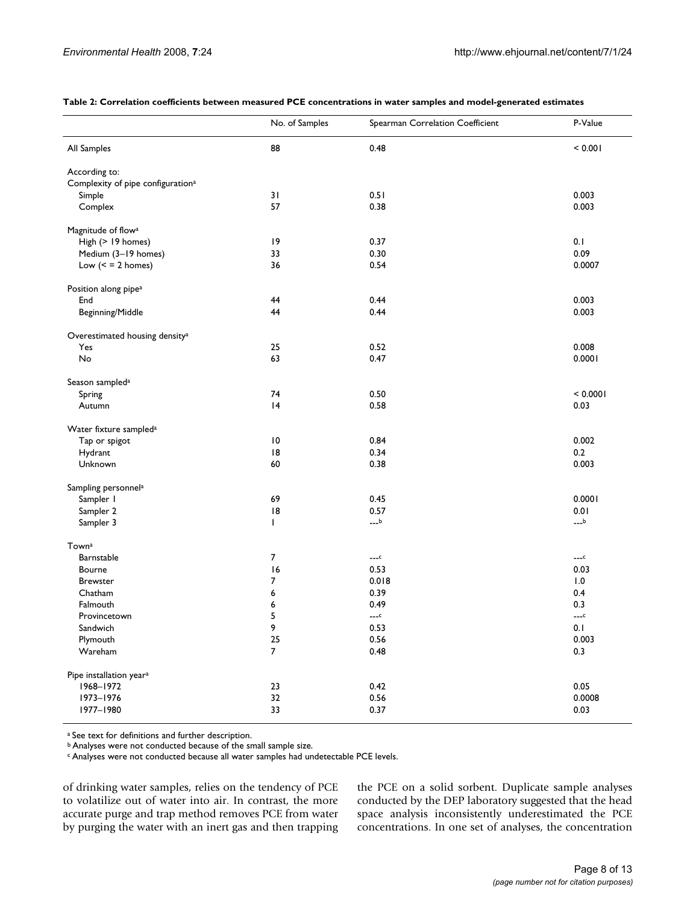**Table 2: Correlation coefficients between measured PCE concentrations in water samples and model-generated estimates**

| | No. of Samples | Spearman Correlation Coefficient | P-Value |
|---|---|---|---|
| All Samples | 88 | 0.48 | < 0.001 |
| According to: | | | |
| Complexity of pipe configuration[a] | | | |
| Simple | 31 | 0.51 | 0.003 |
| Complex | 57 | 0.38 | 0.003 |
| Magnitude of flow[a] | | | |
| High (> 19 homes) | 19 | 0.37 | 0.1 |
| Medium (3–19 homes) | 33 | 0.30 | 0.09 |
| Low (< = 2 homes) | 36 | 0.54 | 0.0007 |
| Position along pipe[a] | | | |
| End | 44 | 0.44 | 0.003 |
| Beginning/Middle | 44 | 0.44 | 0.003 |
| Overestimated housing density[a] | | | |
| Yes | 25 | 0.52 | 0.008 |
| No | 63 | 0.47 | 0.0001 |
| Season sampled[a] | | | |
| Spring | 74 | 0.50 | < 0.0001 |
| Autumn | 14 | 0.58 | 0.03 |
| Water fixture sampled[a] | | | |
| Tap or spigot | 10 | 0.84 | 0.002 |
| Hydrant | 18 | 0.34 | 0.2 |
| Unknown | 60 | 0.38 | 0.003 |
| Sampling personnel[a] | | | |
| Sampler 1 | 69 | 0.45 | 0.0001 |
| Sampler 2 | 18 | 0.57 | 0.01 |
| Sampler 3 | 1 | ---[b] | ---[b] |
| Town[a] | | | |
| Barnstable | 7 | ---[c] | ---[c] |
| Bourne | 16 | 0.53 | 0.03 |
| Brewster | 7 | 0.018 | 1.0 |
| Chatham | 6 | 0.39 | 0.4 |
| Falmouth | 6 | 0.49 | 0.3 |
| Provincetown | 5 | ---[c] | ---[c] |
| Sandwich | 9 | 0.53 | 0.1 |
| Plymouth | 25 | 0.56 | 0.003 |
| Wareham | 7 | 0.48 | 0.3 |
| Pipe installation year[a] | | | |
| 1968–1972 | 23 | 0.42 | 0.05 |
| 1973–1976 | 32 | 0.56 | 0.0008 |
| 1977–1980 | 33 | 0.37 | 0.03 |

[a] See text for definitions and further description.
[b] Analyses were not conducted because of the small sample size.
[c] Analyses were not conducted because all water samples had undetectable PCE levels.

of drinking water samples, relies on the tendency of PCE to volatilize out of water into air. In contrast, the more accurate purge and trap method removes PCE from water by purging the water with an inert gas and then trapping the PCE on a solid sorbent. Duplicate sample analyses conducted by the DEP laboratory suggested that the head space analysis inconsistently underestimated the PCE concentrations. In one set of analyses, the concentration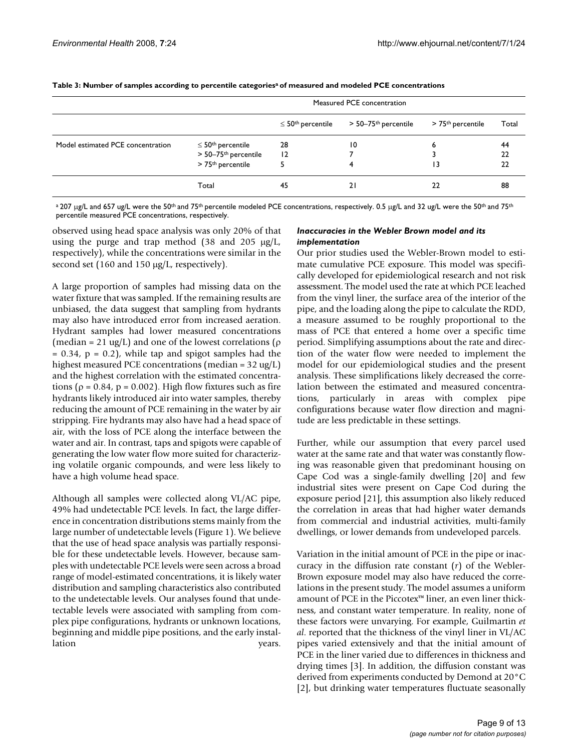**Table 3: Number of samples according to percentile categories[a] of measured and modeled PCE concentrations**

| | | Measured PCE concentration | | | |
|---|---|---|---|---|---|
| | | ≤ 50th percentile | > 50–75th percentile | > 75th percentile | Total |
| Model estimated PCE concentration | ≤ 50th percentile | 28 | 10 | 6 | 44 |
| | > 50–75th percentile | 12 | 7 | 3 | 22 |
| | > 75th percentile | 5 | 4 | 13 | 22 |
| | Total | 45 | 21 | 22 | 88 |

[a] 207 μg/L and 657 ug/L were the 50th and 75th percentile modeled PCE concentrations, respectively. 0.5 μg/L and 32 ug/L were the 50th and 75th percentile measured PCE concentrations, respectively.

observed using head space analysis was only 20% of that using the purge and trap method (38 and 205 μg/L, respectively), while the concentrations were similar in the second set (160 and 150 μg/L, respectively).

A large proportion of samples had missing data on the water fixture that was sampled. If the remaining results are unbiased, the data suggest that sampling from hydrants may also have introduced error from increased aeration. Hydrant samples had lower measured concentrations (median = 21 ug/L) and one of the lowest correlations ($\rho = 0.34$, $p = 0.2$), while tap and spigot samples had the highest measured PCE concentrations (median = 32 ug/L) and the highest correlation with the estimated concentrations ($\rho = 0.84$, $p = 0.002$). High flow fixtures such as fire hydrants likely introduced air into water samples, thereby reducing the amount of PCE remaining in the water by air stripping. Fire hydrants may also have had a head space of air, with the loss of PCE along the interface between the water and air. In contrast, taps and spigots were capable of generating the low water flow more suited for characterizing volatile organic compounds, and were less likely to have a high volume head space.

Although all samples were collected along VL/AC pipe, 49% had undetectable PCE levels. In fact, the large difference in concentration distributions stems mainly from the large number of undetectable levels (Figure 1). We believe that the use of head space analysis was partially responsible for these undetectable levels. However, because samples with undetectable PCE levels were seen across a broad range of model-estimated concentrations, it is likely water distribution and sampling characteristics also contributed to the undetectable levels. Our analyses found that undetectable levels were associated with sampling from complex pipe configurations, hydrants or unknown locations, beginning and middle pipe positions, and the early installation years.

### *Inaccuracies in the Webler Brown model and its implementation*

Our prior studies used the Webler-Brown model to estimate cumulative PCE exposure. This model was specifically developed for epidemiological research and not risk assessment. The model used the rate at which PCE leached from the vinyl liner, the surface area of the interior of the pipe, and the loading along the pipe to calculate the RDD, a measure assumed to be roughly proportional to the mass of PCE that entered a home over a specific time period. Simplifying assumptions about the rate and direction of the water flow were needed to implement the model for our epidemiological studies and the present analysis. These simplifications likely decreased the correlation between the estimated and measured concentrations, particularly in areas with complex pipe configurations because water flow direction and magnitude are less predictable in these settings.

Further, while our assumption that every parcel used water at the same rate and that water was constantly flowing was reasonable given that predominant housing on Cape Cod was a single-family dwelling [20] and few industrial sites were present on Cape Cod during the exposure period [21], this assumption also likely reduced the correlation in areas that had higher water demands from commercial and industrial activities, multi-family dwellings, or lower demands from undeveloped parcels.

Variation in the initial amount of PCE in the pipe or inaccuracy in the diffusion rate constant ($r$) of the Webler-Brown exposure model may also have reduced the correlations in the present study. The model assumes a uniform amount of PCE in the Piccotex™ liner, an even liner thickness, and constant water temperature. In reality, none of these factors were unvarying. For example, Guilmartin *et al*. reported that the thickness of the vinyl liner in VL/AC pipes varied extensively and that the initial amount of PCE in the liner varied due to differences in thickness and drying times [3]. In addition, the diffusion constant was derived from experiments conducted by Demond at 20°C [2], but drinking water temperatures fluctuate seasonally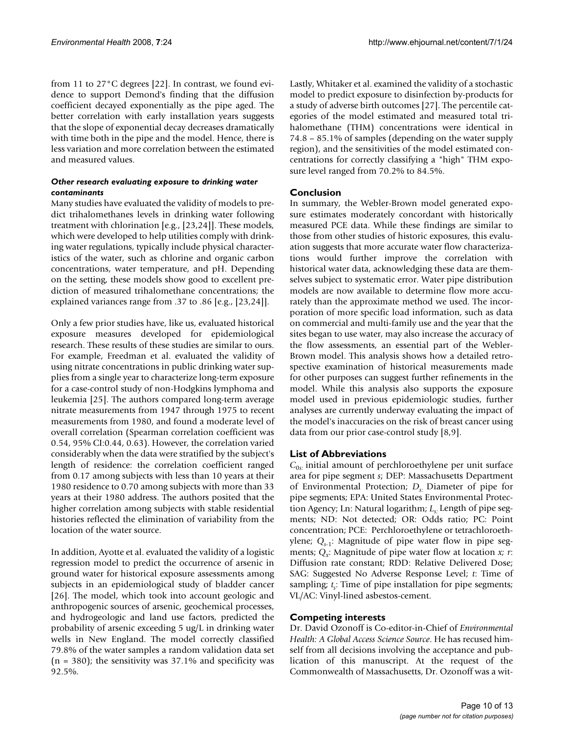from 11 to 27°C degrees [22]. In contrast, we found evidence to support Demond's finding that the diffusion coefficient decayed exponentially as the pipe aged. The better correlation with early installation years suggests that the slope of exponential decay decreases dramatically with time both in the pipe and the model. Hence, there is less variation and more correlation between the estimated and measured values.

#### *Other research evaluating exposure to drinking water contaminants*

Many studies have evaluated the validity of models to predict trihalomethanes levels in drinking water following treatment with chlorination [e.g., [23,24]]. These models, which were developed to help utilities comply with drinking water regulations, typically include physical characteristics of the water, such as chlorine and organic carbon concentrations, water temperature, and pH. Depending on the setting, these models show good to excellent prediction of measured trihalomethane concentrations; the explained variances range from .37 to .86 [e.g., [23,24]].

Only a few prior studies have, like us, evaluated historical exposure measures developed for epidemiological research. These results of these studies are similar to ours. For example, Freedman et al. evaluated the validity of using nitrate concentrations in public drinking water supplies from a single year to characterize long-term exposure for a case-control study of non-Hodgkins lymphoma and leukemia [25]. The authors compared long-term average nitrate measurements from 1947 through 1975 to recent measurements from 1980, and found a moderate level of overall correlation (Spearman correlation coefficient was 0.54, 95% CI:0.44, 0.63). However, the correlation varied considerably when the data were stratified by the subject's length of residence: the correlation coefficient ranged from 0.17 among subjects with less than 10 years at their 1980 residence to 0.70 among subjects with more than 33 years at their 1980 address. The authors posited that the higher correlation among subjects with stable residential histories reflected the elimination of variability from the location of the water source.

In addition, Ayotte et al. evaluated the validity of a logistic regression model to predict the occurrence of arsenic in ground water for historical exposure assessments among subjects in an epidemiological study of bladder cancer [26]. The model, which took into account geologic and anthropogenic sources of arsenic, geochemical processes, and hydrogeologic and land use factors, predicted the probability of arsenic exceeding 5 ug/L in drinking water wells in New England. The model correctly classified 79.8% of the water samples a random validation data set (n = 380); the sensitivity was 37.1% and specificity was 92.5%.

Lastly, Whitaker et al. examined the validity of a stochastic model to predict exposure to disinfection by-products for a study of adverse birth outcomes [27]. The percentile categories of the model estimated and measured total trihalomethane (THM) concentrations were identical in 74.8 – 85.1% of samples (depending on the water supply region), and the sensitivities of the model estimated concentrations for correctly classifying a "high" THM exposure level ranged from 70.2% to 84.5%.

### Conclusion

In summary, the Webler-Brown model generated exposure estimates moderately concordant with historically measured PCE data. While these findings are similar to those from other studies of historic exposures, this evaluation suggests that more accurate water flow characterizations would further improve the correlation with historical water data, acknowledging these data are themselves subject to systematic error. Water pipe distribution models are now available to determine flow more accurately than the approximate method we used. The incorporation of more specific load information, such as data on commercial and multi-family use and the year that the sites began to use water, may also increase the accuracy of the flow assessments, an essential part of the Webler-Brown model. This analysis shows how a detailed retrospective examination of historical measurements made for other purposes can suggest further refinements in the model. While this analysis also supports the exposure model used in previous epidemiologic studies, further analyses are currently underway evaluating the impact of the model's inaccuracies on the risk of breast cancer using data from our prior case-control study [8,9].

### List of Abbreviations

$C_{0s}$: initial amount of perchloroethylene per unit surface area for pipe segment $s$; DEP: Massachusetts Department of Environmental Protection; $D_s$: Diameter of pipe for pipe segments; EPA: United States Environmental Protection Agency; Ln: Natural logarithm; $L_s$: Length of pipe segments; ND: Not detected; OR: Odds ratio; PC: Point concentration; PCE: Perchloroethylene or tetrachloroethylene; $Q_{s-1}$: Magnitude of pipe water flow in pipe segments; $Q_x$: Magnitude of pipe water flow at location $x$; $r$: Diffusion rate constant; RDD: Relative Delivered Dose; SAG: Suggested No Adverse Response Level; $t$: Time of sampling; $t_s$: Time of pipe installation for pipe segments; VL/AC: Vinyl-lined asbestos-cement.

### Competing interests

Dr. David Ozonoff is Co-editor-in-Chief of *Environmental Health: A Global Access Science Source*. He has recused himself from all decisions involving the acceptance and publication of this manuscript. At the request of the Commonwealth of Massachusetts, Dr. Ozonoff was a wit-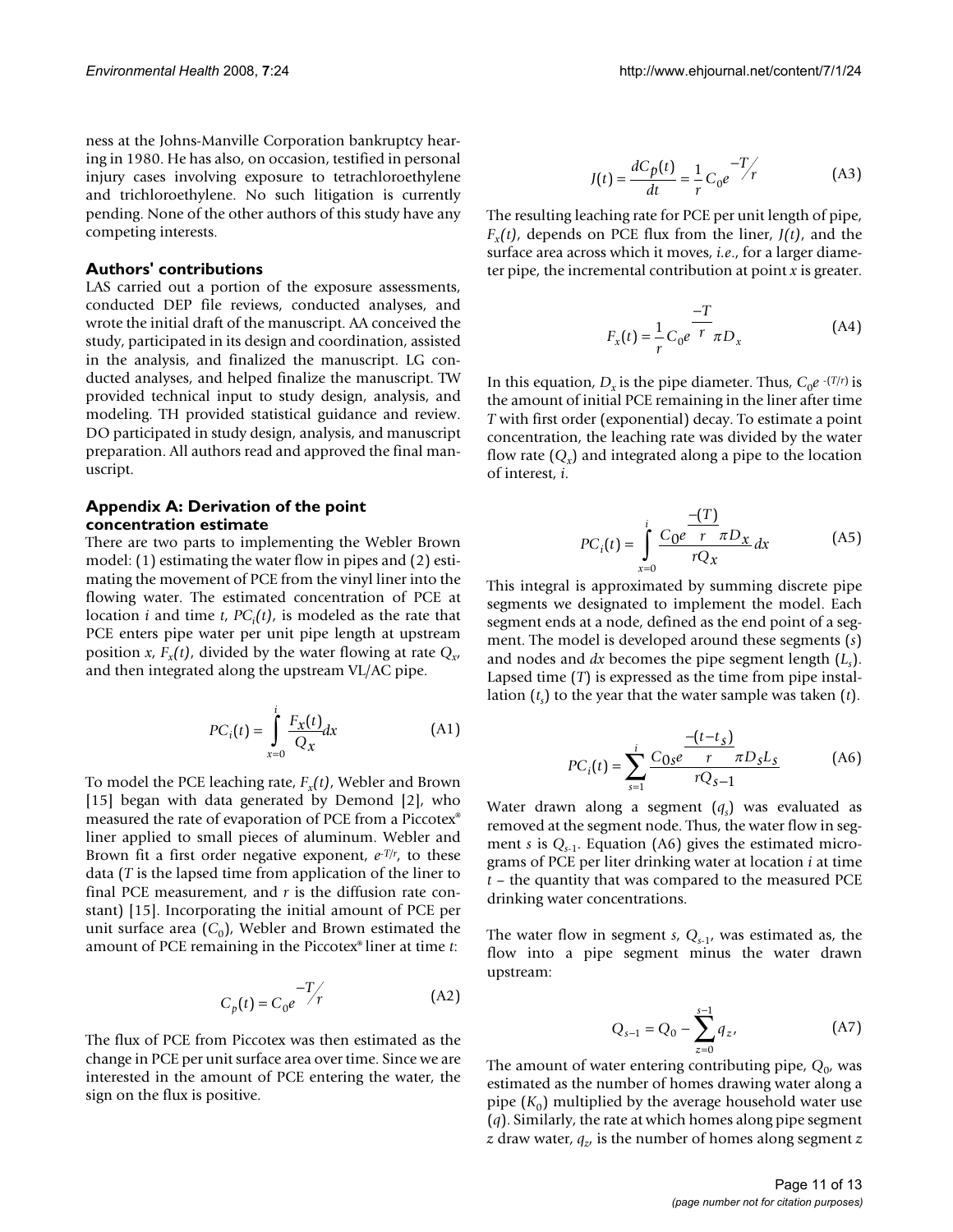ness at the Johns-Manville Corporation bankruptcy hearing in 1980. He has also, on occasion, testified in personal injury cases involving exposure to tetrachloroethylene and trichloroethylene. No such litigation is currently pending. None of the other authors of this study have any competing interests.

### Authors' contributions

LAS carried out a portion of the exposure assessments, conducted DEP file reviews, conducted analyses, and wrote the initial draft of the manuscript. AA conceived the study, participated in its design and coordination, assisted in the analysis, and finalized the manuscript. LG conducted analyses, and helped finalize the manuscript. TW provided technical input to study design, analysis, and modeling. TH provided statistical guidance and review. DO participated in study design, analysis, and manuscript preparation. All authors read and approved the final manuscript.

### Appendix A: Derivation of the point concentration estimate

There are two parts to implementing the Webler Brown model: (1) estimating the water flow in pipes and (2) estimating the movement of PCE from the vinyl liner into the flowing water. The estimated concentration of PCE at location *i* and time *t*, $PC_i(t)$, is modeled as the rate that PCE enters pipe water per unit pipe length at upstream position *x*, $F_x(t)$, divided by the water flowing at rate $Q_x$, and then integrated along the upstream VL/AC pipe.

$$PC_i(t) = \int_{x=0}^{i} \frac{F_x(t)}{Q_x} dx \tag{A1}$$

To model the PCE leaching rate, $F_x(t)$, Webler and Brown [15] began with data generated by Demond [2], who measured the rate of evaporation of PCE from a Piccotex® liner applied to small pieces of aluminum. Webler and Brown fit a first order negative exponent, $e^{-T/r}$, to these data ($T$ is the lapsed time from application of the liner to final PCE measurement, and $r$ is the diffusion rate constant) [15]. Incorporating the initial amount of PCE per unit surface area ($C_0$), Webler and Brown estimated the amount of PCE remaining in the Piccotex® liner at time *t*:

$$C_p(t) = C_0 e^{-T/r} \tag{A2}$$

The flux of PCE from Piccotex was then estimated as the change in PCE per unit surface area over time. Since we are interested in the amount of PCE entering the water, the sign on the flux is positive.

$$J(t) = \frac{dC_p(t)}{dt} = \frac{1}{r} C_0 e^{-T/r} \tag{A3}$$

The resulting leaching rate for PCE per unit length of pipe, $F_x(t)$, depends on PCE flux from the liner, $J(t)$, and the surface area across which it moves, *i.e.*, for a larger diameter pipe, the incremental contribution at point *x* is greater.

$$F_x(t) = \frac{1}{r} C_0 e^{\frac{-T}{r}} \pi D_x \tag{A4}$$

In this equation, $D_x$ is the pipe diameter. Thus, $C_0 e^{-(T/r)}$ is the amount of initial PCE remaining in the liner after time $T$ with first order (exponential) decay. To estimate a point concentration, the leaching rate was divided by the water flow rate ($Q_x$) and integrated along a pipe to the location of interest, *i*.

$$PC_i(t) = \int_{x=0}^{i} \frac{C_0 e^{\frac{-(T)}{r}} \pi D_x}{r Q_x} dx \tag{A5}$$

This integral is approximated by summing discrete pipe segments we designated to implement the model. Each segment ends at a node, defined as the end point of a segment. The model is developed around these segments ($s$) and nodes and $dx$ becomes the pipe segment length ($L_s$). Lapsed time ($T$) is expressed as the time from pipe installation ($t_s$) to the year that the water sample was taken ($t$).

$$PC_i(t) = \sum_{s=1}^{i} \frac{C_{0s} e^{\frac{-(t-t_s)}{r}} \pi D_s L_s}{r Q_{s-1}} \tag{A6}$$

Water drawn along a segment ($q_s$) was evaluated as removed at the segment node. Thus, the water flow in segment $s$ is $Q_{s-1}$. Equation (A6) gives the estimated micrograms of PCE per liter drinking water at location *i* at time *t* – the quantity that was compared to the measured PCE drinking water concentrations.

The water flow in segment $s$, $Q_{s-1}$, was estimated as, the flow into a pipe segment minus the water drawn upstream:

$$Q_{s-1} = Q_0 - \sum_{z=0}^{s-1} q_z, \tag{A7}$$

The amount of water entering contributing pipe, $Q_0$, was estimated as the number of homes drawing water along a pipe ($K_0$) multiplied by the average household water use ($q$). Similarly, the rate at which homes along pipe segment $z$ draw water, $q_z$, is the number of homes along segment $z$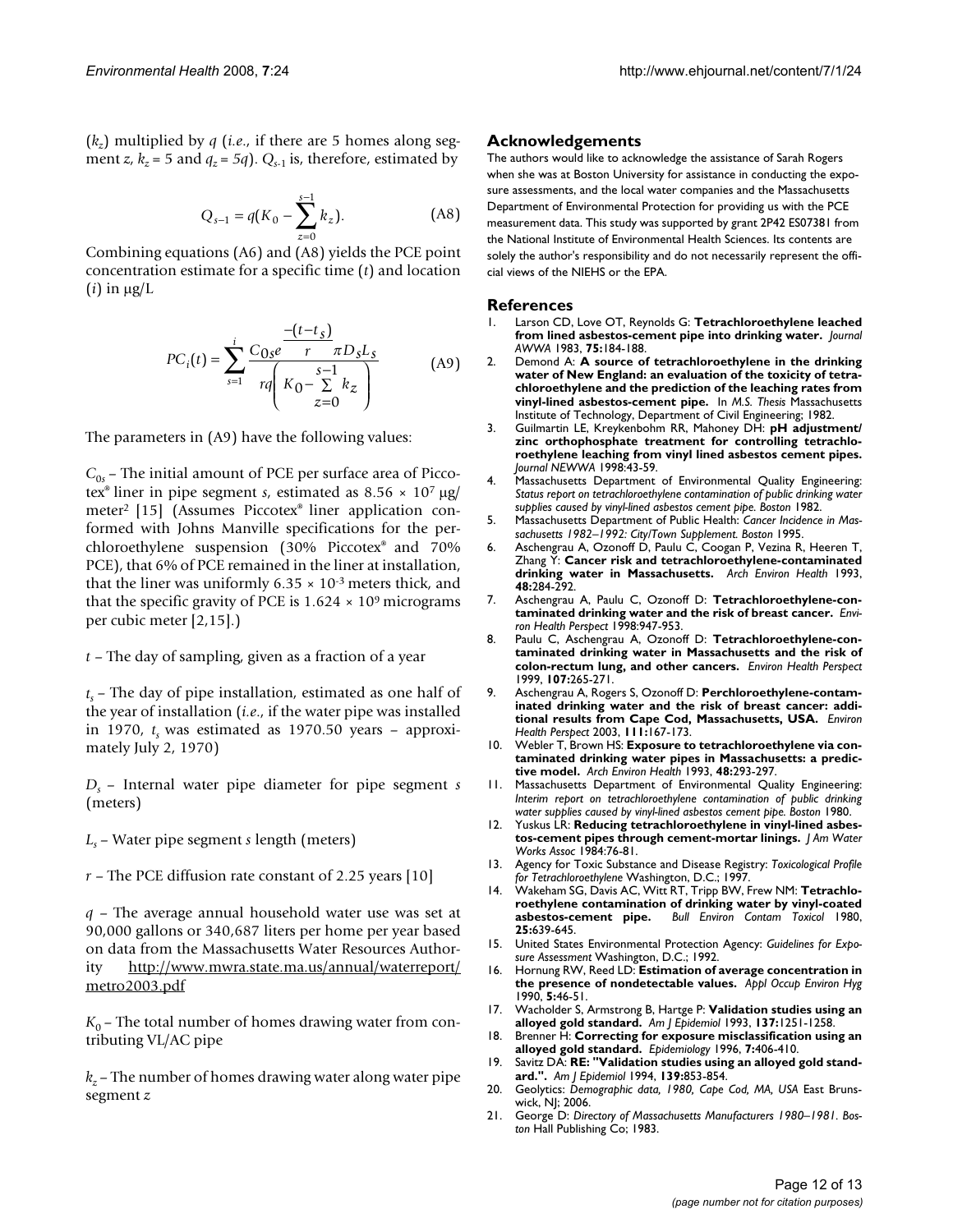($k_z$) multiplied by $q$ (*i.e.*, if there are 5 homes along segment $z$, $k_z = 5$ and $q_z = 5q$). $Q_{s-1}$ is, therefore, estimated by

$$Q_{s-1} = q(K_0 - \sum_{z=0}^{s-1} k_z). \tag{A8}$$

Combining equations (A6) and (A8) yields the PCE point concentration estimate for a specific time ($t$) and location ($i$) in μg/L

$$PC_i(t) = \sum_{s=1}^{i} \frac{C_{0s} e^{\frac{-(t-t_s)}{r}} \pi D_s L_s}{rq\left(K_0 - \sum_{z=0}^{s-1} k_z\right)} \tag{A9}$$

The parameters in (A9) have the following values:

$C_{0s}$ – The initial amount of PCE per surface area of Piccotex® liner in pipe segment $s$, estimated as $8.56 \times 10^7$ μg/meter$^2$ [15] (Assumes Piccotex® liner application conformed with Johns Manville specifications for the perchloroethylene suspension (30% Piccotex® and 70% PCE), that 6% of PCE remained in the liner at installation, that the liner was uniformly $6.35 \times 10^{-3}$ meters thick, and that the specific gravity of PCE is $1.624 \times 10^9$ micrograms per cubic meter [2,15].)

$t$ – The day of sampling, given as a fraction of a year

$t_s$ – The day of pipe installation, estimated as one half of the year of installation (*i.e.*, if the water pipe was installed in 1970, $t_s$ was estimated as 1970.50 years – approximately July 2, 1970)

$D_s$ – Internal water pipe diameter for pipe segment $s$ (meters)

$L_s$ – Water pipe segment $s$ length (meters)

$r$ – The PCE diffusion rate constant of 2.25 years [10]

$q$ – The average annual household water use was set at 90,000 gallons or 340,687 liters per home per year based on data from the Massachusetts Water Resources Authority http://www.mwra.state.ma.us/annual/waterreport/metro2003.pdf

$K_0$ – The total number of homes drawing water from contributing VL/AC pipe

$k_z$ – The number of homes drawing water along water pipe segment $z$

## Acknowledgements

The authors would like to acknowledge the assistance of Sarah Rogers when she was at Boston University for assistance in conducting the exposure assessments, and the local water companies and the Massachusetts Department of Environmental Protection for providing us with the PCE measurement data. This study was supported by grant 2P42 ES07381 from the National Institute of Environmental Health Sciences. Its contents are solely the author's responsibility and do not necessarily represent the official views of the NIEHS or the EPA.

## References

1. Larson CD, Love OT, Reynolds G: **Tetrachloroethylene leached from lined asbestos-cement pipe into drinking water.** *Journal AWWA* 1983, **75:**184-188.
2. Demond A: **A source of tetrachloroethylene in the drinking water of New England: an evaluation of the toxicity of tetrachloroethylene and the prediction of the leaching rates from vinyl-lined asbestos-cement pipe.** In *M.S. Thesis* Massachusetts Institute of Technology, Department of Civil Engineering; 1982.
3. Guilmartin LE, Kreykenbohm RR, Mahoney DH: **pH adjustment/zinc orthophosphate treatment for controlling tetrachloroethylene leaching from vinyl lined asbestos cement pipes.** *Journal NEWWA* 1998:43-59.
4. Massachusetts Department of Environmental Quality Engineering: *Status report on tetrachloroethylene contamination of public drinking water supplies caused by vinyl-lined asbestos cement pipe. Boston* 1982.
5. Massachusetts Department of Public Health: *Cancer Incidence in Massachusetts 1982–1992: City/Town Supplement. Boston* 1995.
6. Aschengrau A, Ozonoff D, Paulu C, Coogan P, Vezina R, Heeren T, Zhang Y: **Cancer risk and tetrachloroethylene-contaminated drinking water in Massachusetts.** *Arch Environ Health* 1993, **48:**284-292.
7. Aschengrau A, Paulu C, Ozonoff D: **Tetrachloroethylene-contaminated drinking water and the risk of breast cancer.** *Environ Health Perspect* 1998:947-953.
8. Paulu C, Aschengrau A, Ozonoff D: **Tetrachloroethylene-contaminated drinking water in Massachusetts and the risk of colon-rectum lung, and other cancers.** *Environ Health Perspect* 1999, **107:**265-271.
9. Aschengrau A, Rogers S, Ozonoff D: **Perchloroethylene-contaminated drinking water and the risk of breast cancer: additional results from Cape Cod, Massachusetts, USA.** *Environ Health Perspect* 2003, **111:**167-173.
10. Webler T, Brown HS: **Exposure to tetrachloroethylene via contaminated drinking water pipes in Massachusetts: a predictive model.** *Arch Environ Health* 1993, **48:**293-297.
11. Massachusetts Department of Environmental Quality Engineering: *Interim report on tetrachloroethylene contamination of public drinking water supplies caused by vinyl-lined asbestos cement pipe. Boston* 1980.
12. Yuskus LR: **Reducing tetrachloroethylene in vinyl-lined asbestos-cement pipes through cement-mortar linings.** *J Am Water Works Assoc* 1984:76-81.
13. Agency for Toxic Substance and Disease Registry: *Toxicological Profile for Tetrachloroethylene* Washington, D.C.; 1997.
14. Wakeham SG, Davis AC, Witt RT, Tripp BW, Frew NM: **Tetrachloroethylene contamination of drinking water by vinyl-coated asbestos-cement pipe.** *Bull Environ Contam Toxicol* 1980, **25:**639-645.
15. United States Environmental Protection Agency: *Guidelines for Exposure Assessment* Washington, D.C.; 1992.
16. Hornung RW, Reed LD: **Estimation of average concentration in the presence of nondetectable values.** *Appl Occup Environ Hyg* 1990, **5:**46-51.
17. Wacholder S, Armstrong B, Hartge P: **Validation studies using an alloyed gold standard.** *Am J Epidemiol* 1993, **137:**1251-1258.
18. Brenner H: **Correcting for exposure misclassification using an alloyed gold standard.** *Epidemiology* 1996, **7:**406-410.
19. Savitz DA: **RE: "Validation studies using an alloyed gold standard.".** *Am J Epidemiol* 1994, **139:**853-854.
20. Geolytics: *Demographic data, 1980, Cape Cod, MA, USA* East Brunswick, NJ; 2006.
21. George D: *Directory of Massachusetts Manufacturers 1980–1981. Boston* Hall Publishing Co; 1983.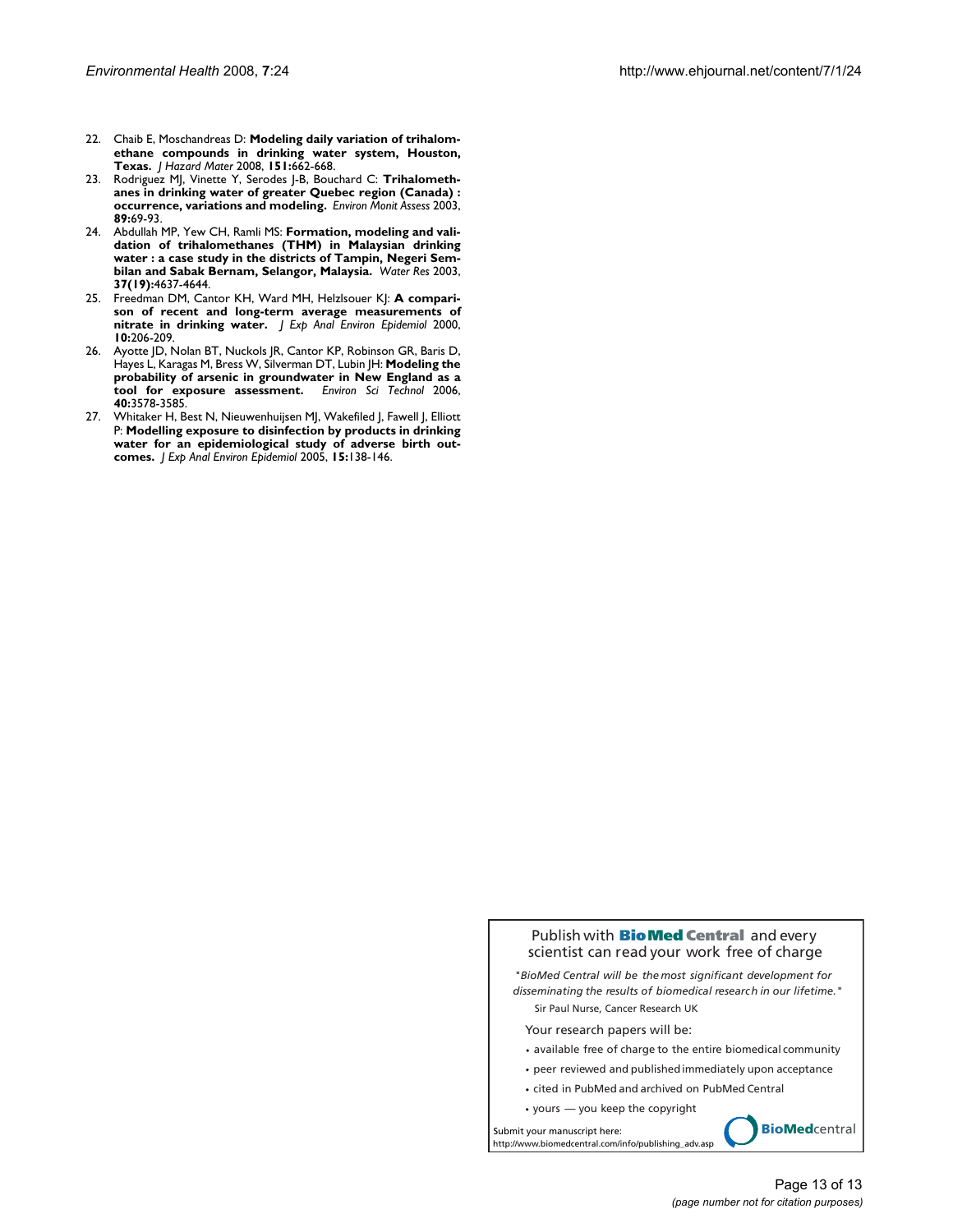22. Chaib E, Moschandreas D: **Modeling daily variation of trihalomethane compounds in drinking water system, Houston, Texas.** *J Hazard Mater* 2008, **151:**662-668.
23. Rodriguez MJ, Vinette Y, Serodes J-B, Bouchard C: **Trihalomethanes in drinking water of greater Quebec region (Canada) : occurrence, variations and modeling.** *Environ Monit Assess* 2003, **89:**69-93.
24. Abdullah MP, Yew CH, Ramli MS: **Formation, modeling and validation of trihalomethanes (THM) in Malaysian drinking water : a case study in the districts of Tampin, Negeri Sembilan and Sabak Bernam, Selangor, Malaysia.** *Water Res* 2003, **37(19):**4637-4644.
25. Freedman DM, Cantor KH, Ward MH, Helzlsouer KJ: **A comparison of recent and long-term average measurements of nitrate in drinking water.** *J Exp Anal Environ Epidemiol* 2000, **10:**206-209.
26. Ayotte JD, Nolan BT, Nuckols JR, Cantor KP, Robinson GR, Baris D, Hayes L, Karagas M, Bress W, Silverman DT, Lubin JH: **Modeling the probability of arsenic in groundwater in New England as a tool for exposure assessment.** *Environ Sci Technol* 2006, **40:**3578-3585.
27. Whitaker H, Best N, Nieuwenhuijsen MJ, Wakefiled J, Fawell J, Elliott P: **Modelling exposure to disinfection by products in drinking water for an epidemiological study of adverse birth outcomes.** *J Exp Anal Environ Epidemiol* 2005, **15:**138-146.

Publish with **BioMed Central** and every scientist can read your work free of charge

*"BioMed Central will be the most significant development for disseminating the results of biomedical research in our lifetime."*

Sir Paul Nurse, Cancer Research UK

Your research papers will be:

- available free of charge to the entire biomedical community
- peer reviewed and published immediately upon acceptance
- cited in PubMed and archived on PubMed Central
- yours — you keep the copyright

Submit your manuscript here:
http://www.biomedcentral.com/info/publishing_adv.asp

**BioMed**central